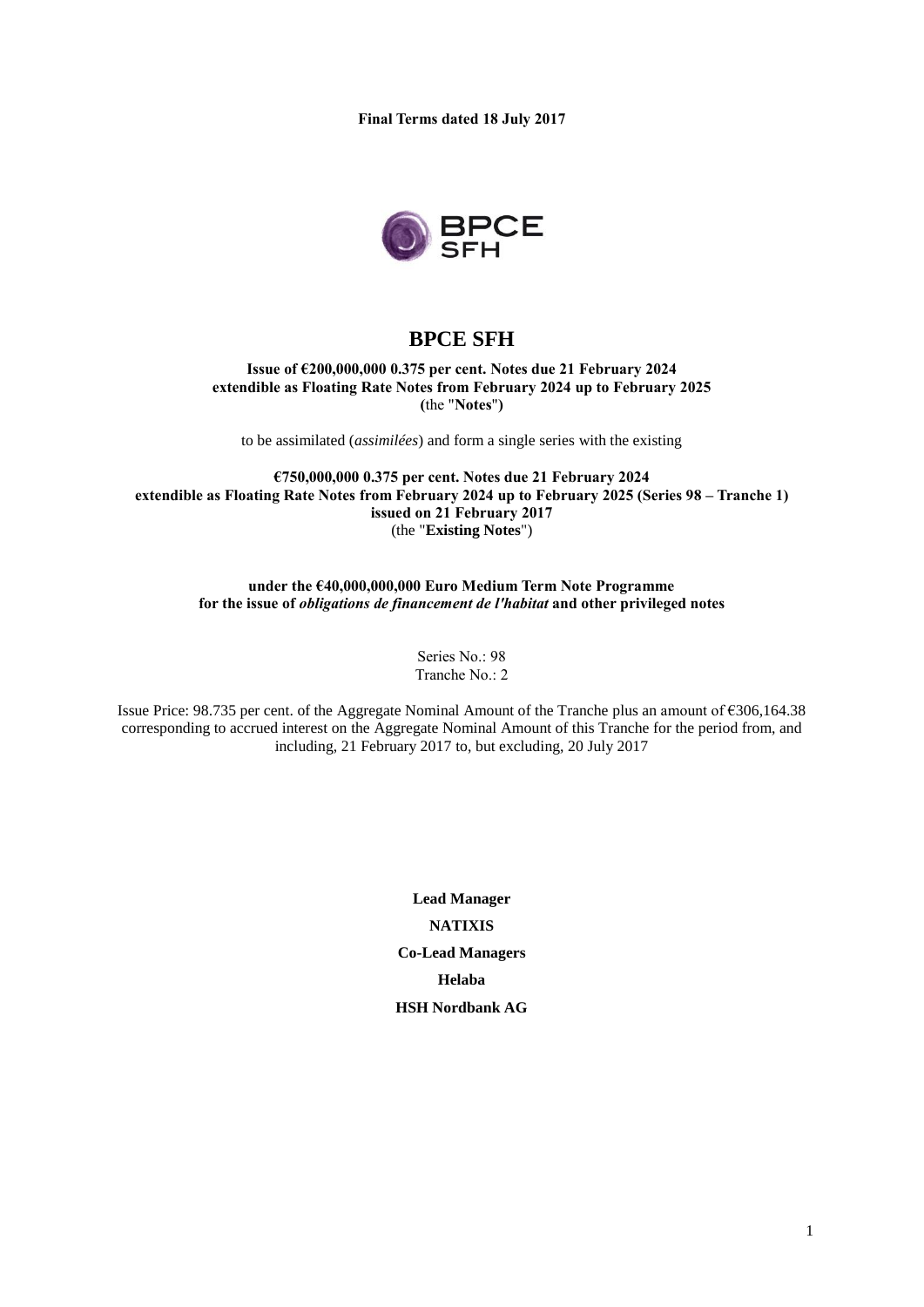**Final Terms dated 18 July 2017**

# BPCE SFH

**Issue of €200,000,000 0.375 per cent. Notes due 21 February 2024**
**extendible as Floating Rate Notes from February 2024 up to February 2025**
**(**the "**Notes**"**)**

to be assimilated (*assimilées*) and form a single series with the existing

**€750,000,000 0.375 per cent. Notes due 21 February 2024**
**extendible as Floating Rate Notes from February 2024 up to February 2025 (Series 98 – Tranche 1)**
**issued on 21 February 2017**
(the "**Existing Notes**")

**under the €40,000,000,000 Euro Medium Term Note Programme**
**for the issue of *obligations de financement de l'habitat* and other privileged notes**

Series No.: 98
Tranche No.: 2

Issue Price: 98.735 per cent. of the Aggregate Nominal Amount of the Tranche plus an amount of €306,164.38 corresponding to accrued interest on the Aggregate Nominal Amount of this Tranche for the period from, and including, 21 February 2017 to, but excluding, 20 July 2017

**Lead Manager**

**NATIXIS**

**Co-Lead Managers**

**Helaba**

**HSH Nordbank AG**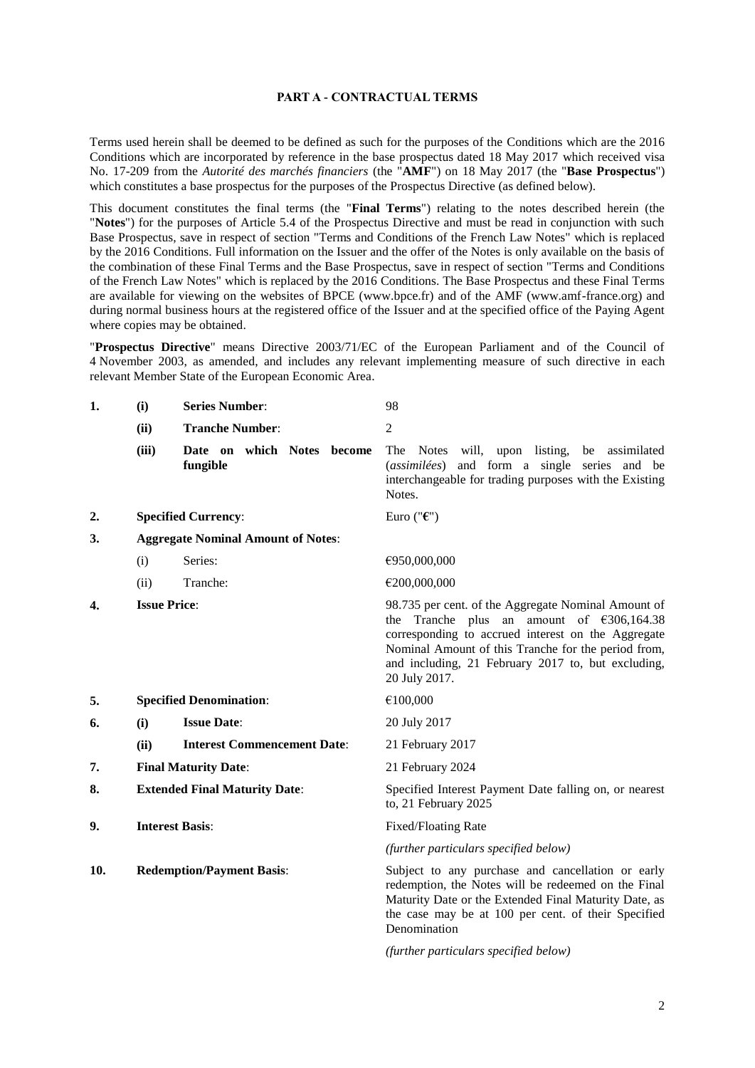**PART A - CONTRACTUAL TERMS**

Terms used herein shall be deemed to be defined as such for the purposes of the Conditions which are the 2016 Conditions which are incorporated by reference in the base prospectus dated 18 May 2017 which received visa No. 17-209 from the *Autorité des marchés financiers* (the "**AMF**") on 18 May 2017 (the "**Base Prospectus**") which constitutes a base prospectus for the purposes of the Prospectus Directive (as defined below).

This document constitutes the final terms (the "**Final Terms**") relating to the notes described herein (the "**Notes**") for the purposes of Article 5.4 of the Prospectus Directive and must be read in conjunction with such Base Prospectus, save in respect of section "Terms and Conditions of the French Law Notes" which is replaced by the 2016 Conditions. Full information on the Issuer and the offer of the Notes is only available on the basis of the combination of these Final Terms and the Base Prospectus, save in respect of section "Terms and Conditions of the French Law Notes" which is replaced by the 2016 Conditions. The Base Prospectus and these Final Terms are available for viewing on the websites of BPCE (www.bpce.fr) and of the AMF (www.amf-france.org) and during normal business hours at the registered office of the Issuer and at the specified office of the Paying Agent where copies may be obtained.

"**Prospectus Directive**" means Directive 2003/71/EC of the European Parliament and of the Council of 4 November 2003, as amended, and includes any relevant implementing measure of such directive in each relevant Member State of the European Economic Area.

| | | | |
|---|---|---|---|
| 1. | (i) | **Series Number**: | 98 |
| | (ii) | **Tranche Number**: | 2 |
| | (iii) | **Date on which Notes become fungible** | The Notes will, upon listing, be assimilated (*assimilées*) and form a single series and be interchangeable for trading purposes with the Existing Notes. |
| 2. | | **Specified Currency**: | Euro ("**€**") |
| 3. | | **Aggregate Nominal Amount of Notes**: | |
| | (i) | Series: | €950,000,000 |
| | (ii) | Tranche: | €200,000,000 |
| 4. | | **Issue Price**: | 98.735 per cent. of the Aggregate Nominal Amount of the Tranche plus an amount of €306,164.38 corresponding to accrued interest on the Aggregate Nominal Amount of this Tranche for the period from, and including, 21 February 2017 to, but excluding, 20 July 2017. |
| 5. | | **Specified Denomination**: | €100,000 |
| 6. | (i) | **Issue Date**: | 20 July 2017 |
| | (ii) | **Interest Commencement Date**: | 21 February 2017 |
| 7. | | **Final Maturity Date**: | 21 February 2024 |
| 8. | | **Extended Final Maturity Date**: | Specified Interest Payment Date falling on, or nearest to, 21 February 2025 |
| 9. | | **Interest Basis**: | Fixed/Floating Rate<br>*(further particulars specified below)* |
| 10. | | **Redemption/Payment Basis**: | Subject to any purchase and cancellation or early redemption, the Notes will be redeemed on the Final Maturity Date or the Extended Final Maturity Date, as the case may be at 100 per cent. of their Specified Denomination<br>*(further particulars specified below)* |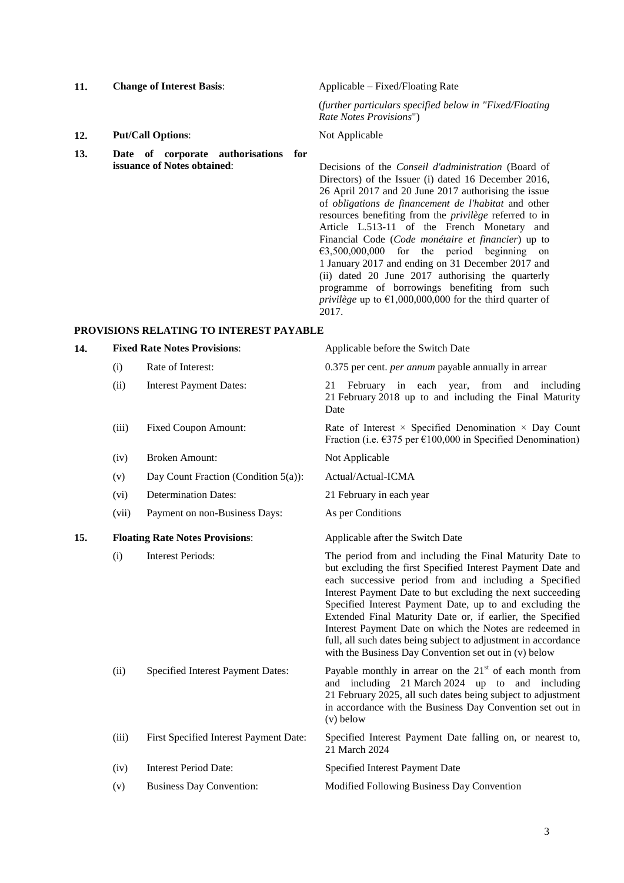**11. Change of Interest Basis:** Applicable – Fixed/Floating Rate

(*further particulars specified below in "Fixed/Floating Rate Notes Provisions*")

**12. Put/Call Options:** Not Applicable

**13. Date of corporate authorisations for issuance of Notes obtained:** Decisions of the *Conseil d'administration* (Board of Directors) of the Issuer (i) dated 16 December 2016, 26 April 2017 and 20 June 2017 authorising the issue of *obligations de financement de l'habitat* and other resources benefiting from the *privilège* referred to in Article L.513-11 of the French Monetary and Financial Code (*Code monétaire et financier*) up to €3,500,000,000 for the period beginning on 1 January 2017 and ending on 31 December 2017 and (ii) dated 20 June 2017 authorising the quarterly programme of borrowings benefiting from such *privilège* up to €1,000,000,000 for the third quarter of 2017.

## PROVISIONS RELATING TO INTEREST PAYABLE

**14. Fixed Rate Notes Provisions:** Applicable before the Switch Date

| | | |
|---|---|---|
| (i) | Rate of Interest: | 0.375 per cent. *per annum* payable annually in arrear |
| (ii) | Interest Payment Dates: | 21 February in each year, from and including 21 February 2018 up to and including the Final Maturity Date |
| (iii) | Fixed Coupon Amount: | Rate of Interest × Specified Denomination × Day Count Fraction (i.e. €375 per €100,000 in Specified Denomination) |
| (iv) | Broken Amount: | Not Applicable |
| (v) | Day Count Fraction (Condition 5(a)): | Actual/Actual-ICMA |
| (vi) | Determination Dates: | 21 February in each year |
| (vii) | Payment on non-Business Days: | As per Conditions |

**15. Floating Rate Notes Provisions:** Applicable after the Switch Date

| | | |
|---|---|---|
| (i) | Interest Periods: | The period from and including the Final Maturity Date to but excluding the first Specified Interest Payment Date and each successive period from and including a Specified Interest Payment Date to but excluding the next succeeding Specified Interest Payment Date, up to and excluding the Extended Final Maturity Date or, if earlier, the Specified Interest Payment Date on which the Notes are redeemed in full, all such dates being subject to adjustment in accordance with the Business Day Convention set out in (v) below |
| (ii) | Specified Interest Payment Dates: | Payable monthly in arrear on the 21st of each month from and including 21 March 2024 up to and including 21 February 2025, all such dates being subject to adjustment in accordance with the Business Day Convention set out in (v) below |
| (iii) | First Specified Interest Payment Date: | Specified Interest Payment Date falling on, or nearest to, 21 March 2024 |
| (iv) | Interest Period Date: | Specified Interest Payment Date |
| (v) | Business Day Convention: | Modified Following Business Day Convention |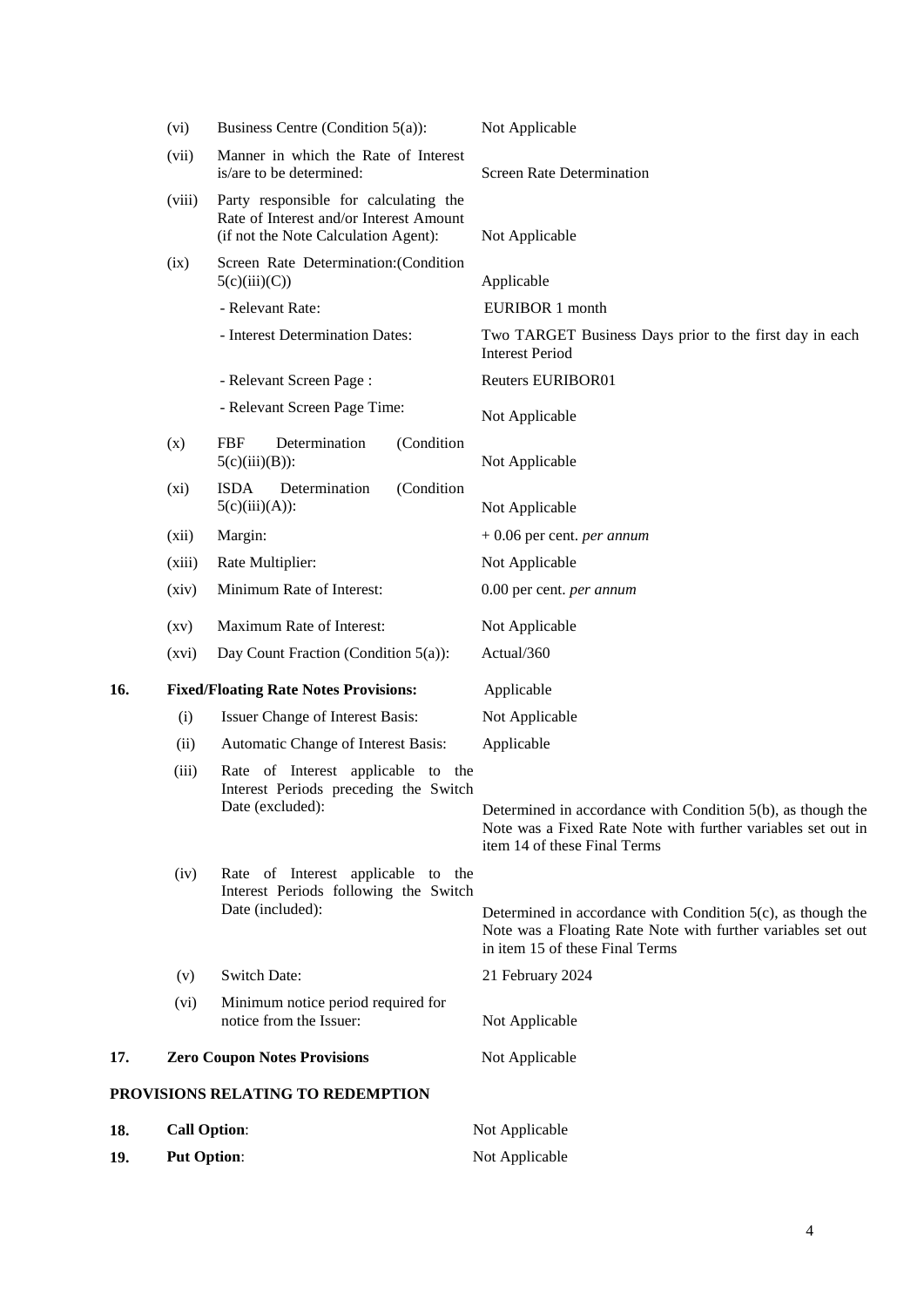| | | | |
|---|---|---|---|
| | (vi) | Business Centre (Condition 5(a)): | Not Applicable |
| | (vii) | Manner in which the Rate of Interest is/are to be determined: | Screen Rate Determination |
| | (viii) | Party responsible for calculating the Rate of Interest and/or Interest Amount (if not the Note Calculation Agent): | Not Applicable |
| | (ix) | Screen Rate Determination:(Condition 5(c)(iii)(C)) | Applicable |
| | | - Relevant Rate: | EURIBOR 1 month |
| | | - Interest Determination Dates: | Two TARGET Business Days prior to the first day in each Interest Period |
| | | - Relevant Screen Page : | Reuters EURIBOR01 |
| | | - Relevant Screen Page Time: | Not Applicable |
| | (x) | FBF Determination (Condition 5(c)(iii)(B)): | Not Applicable |
| | (xi) | ISDA Determination (Condition 5(c)(iii)(A)): | Not Applicable |
| | (xii) | Margin: | + 0.06 per cent. *per annum* |
| | (xiii) | Rate Multiplier: | Not Applicable |
| | (xiv) | Minimum Rate of Interest: | 0.00 per cent. *per annum* |
| | (xv) | Maximum Rate of Interest: | Not Applicable |
| | (xvi) | Day Count Fraction (Condition 5(a)): | Actual/360 |
| **16.** | **Fixed/Floating Rate Notes Provisions:** | | Applicable |
| | (i) | Issuer Change of Interest Basis: | Not Applicable |
| | (ii) | Automatic Change of Interest Basis: | Applicable |
| | (iii) | Rate of Interest applicable to the Interest Periods preceding the Switch Date (excluded): | Determined in accordance with Condition 5(b), as though the Note was a Fixed Rate Note with further variables set out in item 14 of these Final Terms |
| | (iv) | Rate of Interest applicable to the Interest Periods following the Switch Date (included): | Determined in accordance with Condition 5(c), as though the Note was a Floating Rate Note with further variables set out in item 15 of these Final Terms |
| | (v) | Switch Date: | 21 February 2024 |
| | (vi) | Minimum notice period required for notice from the Issuer: | Not Applicable |
| **17.** | **Zero Coupon Notes Provisions** | | Not Applicable |

**PROVISIONS RELATING TO REDEMPTION**

| | | |
|---|---|---|
| **18.** | **Call Option**: | Not Applicable |
| **19.** | **Put Option**: | Not Applicable |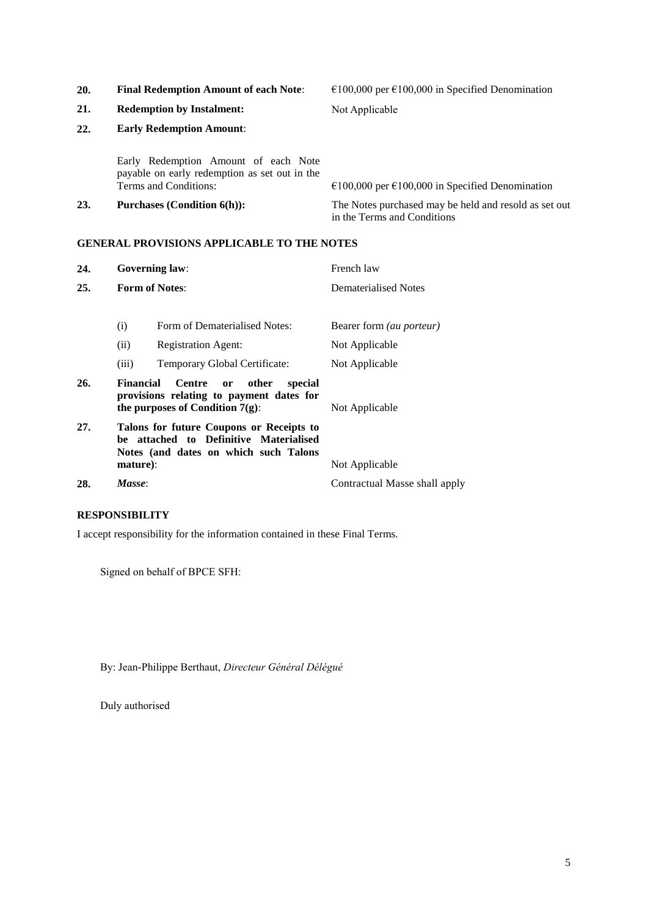| | | |
|---|---|---|
| **20.** | **Final Redemption Amount of each Note**: | €100,000 per €100,000 in Specified Denomination |
| **21.** | **Redemption by Instalment:** | Not Applicable |
| **22.** | **Early Redemption Amount**: | |
| | Early Redemption Amount of each Note payable on early redemption as set out in the Terms and Conditions: | €100,000 per €100,000 in Specified Denomination |
| **23.** | **Purchases (Condition 6(h)):** | The Notes purchased may be held and resold as set out in the Terms and Conditions |

**GENERAL PROVISIONS APPLICABLE TO THE NOTES**

| | | |
|---|---|---|
| **24.** | **Governing law**: | French law |
| **25.** | **Form of Notes**: | Dematerialised Notes |
| | (i) Form of Dematerialised Notes: | Bearer form *(au porteur)* |
| | (ii) Registration Agent: | Not Applicable |
| | (iii) Temporary Global Certificate: | Not Applicable |
| **26.** | **Financial Centre or other special provisions relating to payment dates for the purposes of Condition 7(g)**: | Not Applicable |
| **27.** | **Talons for future Coupons or Receipts to be attached to Definitive Materialised Notes (and dates on which such Talons mature)**: | Not Applicable |
| **28.** | ***Masse***: | Contractual Masse shall apply |

**RESPONSIBILITY**

I accept responsibility for the information contained in these Final Terms.

Signed on behalf of BPCE SFH:

By: Jean-Philippe Berthaut, *Directeur Général Délégué*

Duly authorised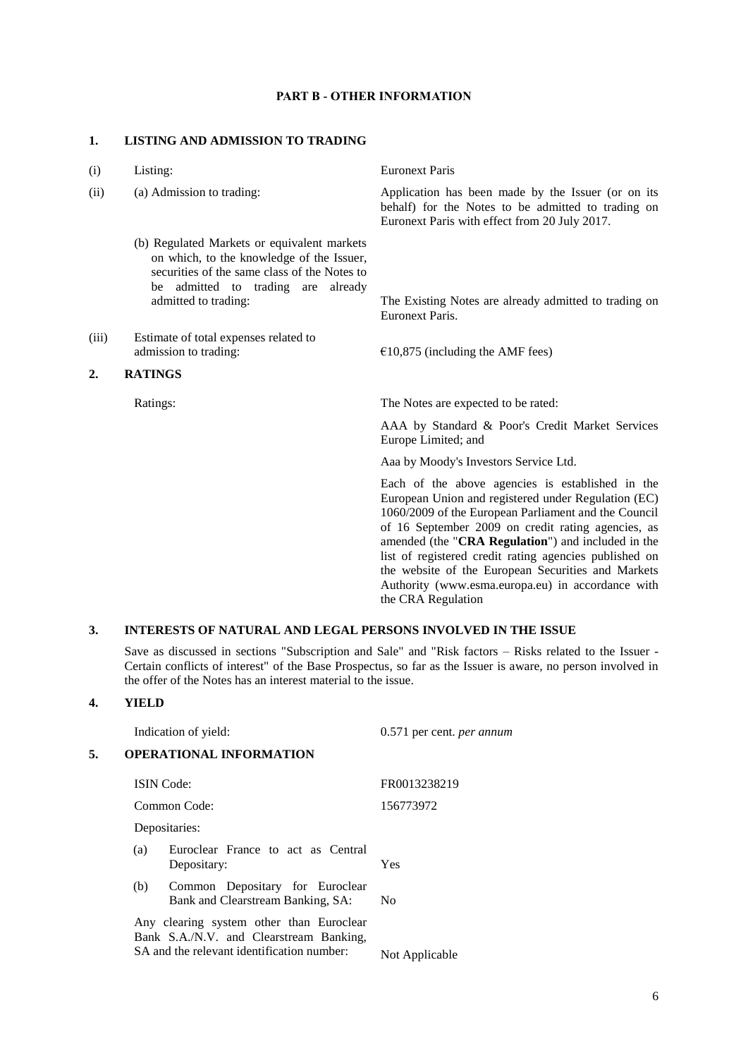## PART B - OTHER INFORMATION

### 1. LISTING AND ADMISSION TO TRADING

| | | |
|---|---|---|
| (i) | Listing: | Euronext Paris |
| (ii) | (a) Admission to trading: | Application has been made by the Issuer (or on its behalf) for the Notes to be admitted to trading on Euronext Paris with effect from 20 July 2017. |
| | (b) Regulated Markets or equivalent markets on which, to the knowledge of the Issuer, securities of the same class of the Notes to be admitted to trading are already admitted to trading: | The Existing Notes are already admitted to trading on Euronext Paris. |
| (iii) | Estimate of total expenses related to admission to trading: | €10,875 (including the AMF fees) |

### 2. RATINGS

| | |
|---|---|
| Ratings: | The Notes are expected to be rated:<br><br>AAA by Standard & Poor's Credit Market Services Europe Limited; and<br><br>Aaa by Moody's Investors Service Ltd.<br><br>Each of the above agencies is established in the European Union and registered under Regulation (EC) 1060/2009 of the European Parliament and the Council of 16 September 2009 on credit rating agencies, as amended (the "**CRA Regulation**") and included in the list of registered credit rating agencies published on the website of the European Securities and Markets Authority (www.esma.europa.eu) in accordance with the CRA Regulation |

### 3. INTERESTS OF NATURAL AND LEGAL PERSONS INVOLVED IN THE ISSUE

Save as discussed in sections "Subscription and Sale" and "Risk factors – Risks related to the Issuer - Certain conflicts of interest" of the Base Prospectus, so far as the Issuer is aware, no person involved in the offer of the Notes has an interest material to the issue.

### 4. YIELD

| | |
|---|---|
| Indication of yield: | 0.571 per cent. *per annum* |

### 5. OPERATIONAL INFORMATION

| | |
|---|---|
| ISIN Code: | FR0013238219 |
| Common Code: | 156773972 |
| Depositaries: | |
| (a) Euroclear France to act as Central Depositary: | Yes |
| (b) Common Depositary for Euroclear Bank and Clearstream Banking, SA: | No |
| Any clearing system other than Euroclear Bank S.A./N.V. and Clearstream Banking, SA and the relevant identification number: | Not Applicable |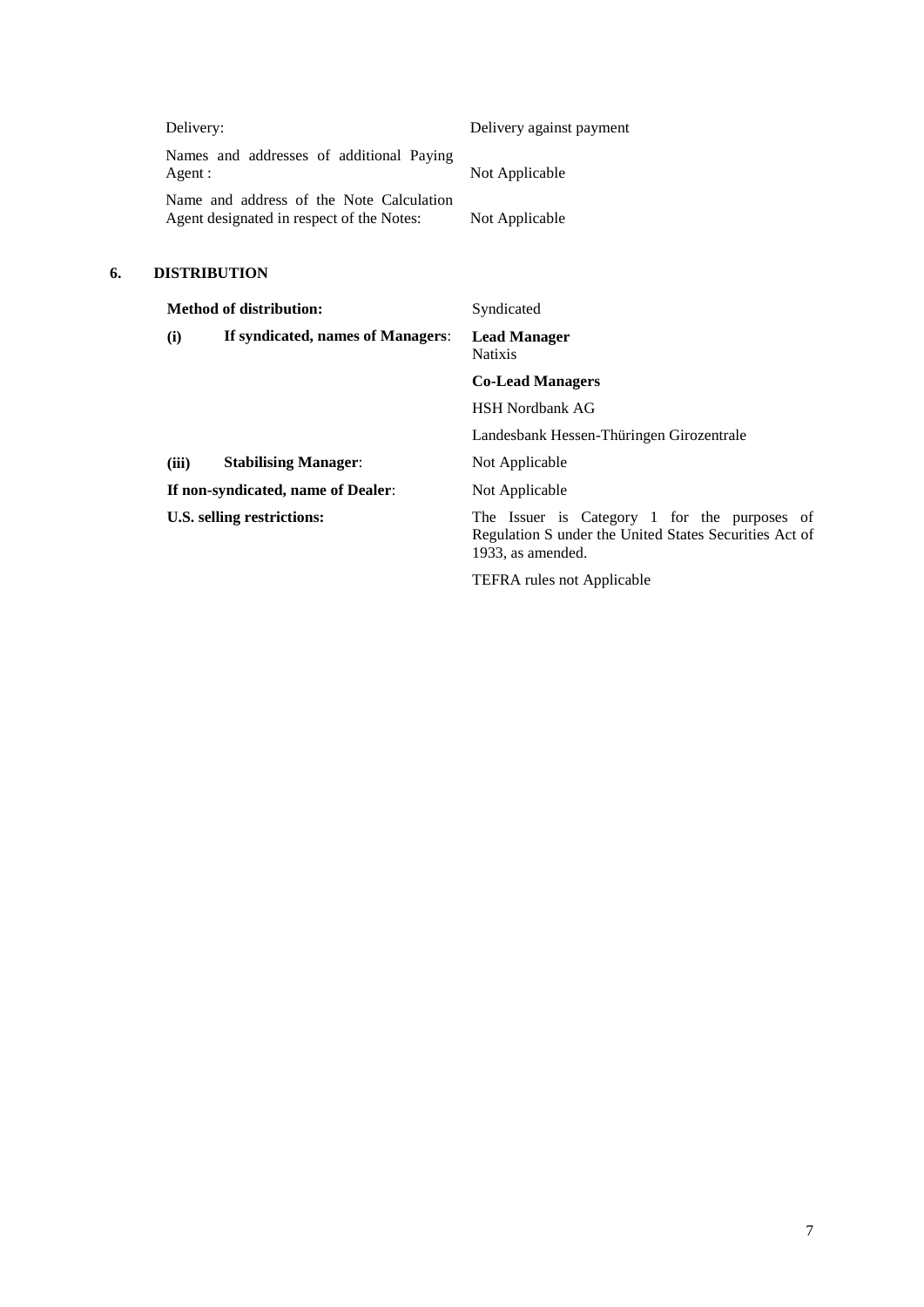| | |
|---|---|
| Delivery: | Delivery against payment |
| Names and addresses of additional Paying Agent : | Not Applicable |
| Name and address of the Note Calculation Agent designated in respect of the Notes: | Not Applicable |

## 6. DISTRIBUTION

| | |
|---|---|
| **Method of distribution:** | Syndicated |
| **(i) If syndicated, names of Managers**: | **Lead Manager**<br>Natixis |
| | **Co-Lead Managers** |
| | HSH Nordbank AG |
| | Landesbank Hessen-Thüringen Girozentrale |
| **(iii) Stabilising Manager**: | Not Applicable |
| **If non-syndicated, name of Dealer**: | Not Applicable |
| **U.S. selling restrictions:** | The Issuer is Category 1 for the purposes of Regulation S under the United States Securities Act of 1933, as amended. |
| | TEFRA rules not Applicable |